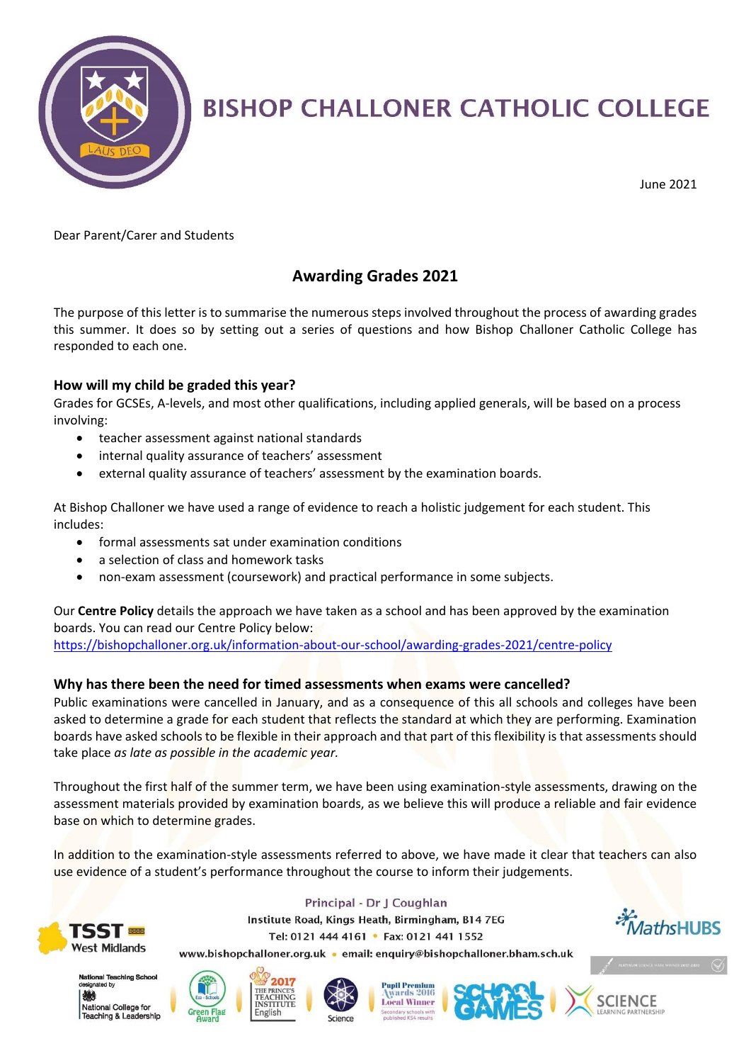# BISHOP CHALLONER CATHOLIC COLLEGE

June 2021

Dear Parent/Carer and Students

## Awarding Grades 2021

The purpose of this letter is to summarise the numerous steps involved throughout the process of awarding grades this summer. It does so by setting out a series of questions and how Bishop Challoner Catholic College has responded to each one.

### How will my child be graded this year?

Grades for GCSEs, A-levels, and most other qualifications, including applied generals, will be based on a process involving:

- teacher assessment against national standards
- internal quality assurance of teachers' assessment
- external quality assurance of teachers' assessment by the examination boards.

At Bishop Challoner we have used a range of evidence to reach a holistic judgement for each student. This includes:

- formal assessments sat under examination conditions
- a selection of class and homework tasks
- non-exam assessment (coursework) and practical performance in some subjects.

Our **Centre Policy** details the approach we have taken as a school and has been approved by the examination boards. You can read our Centre Policy below:
https://bishopchalloner.org.uk/information-about-our-school/awarding-grades-2021/centre-policy

### Why has there been the need for timed assessments when exams were cancelled?

Public examinations were cancelled in January, and as a consequence of this all schools and colleges have been asked to determine a grade for each student that reflects the standard at which they are performing. Examination boards have asked schools to be flexible in their approach and that part of this flexibility is that assessments should take place *as late as possible in the academic year.*

Throughout the first half of the summer term, we have been using examination-style assessments, drawing on the assessment materials provided by examination boards, as we believe this will produce a reliable and fair evidence base on which to determine grades.

In addition to the examination-style assessments referred to above, we have made it clear that teachers can also use evidence of a student's performance throughout the course to inform their judgements.

Principal - Dr J Coughlan
Institute Road, Kings Heath, Birmingham, B14 7EG
Tel: 0121 444 4161 • Fax: 0121 441 1552
www.bishopchalloner.org.uk • email: enquiry@bishopchalloner.bham.sch.uk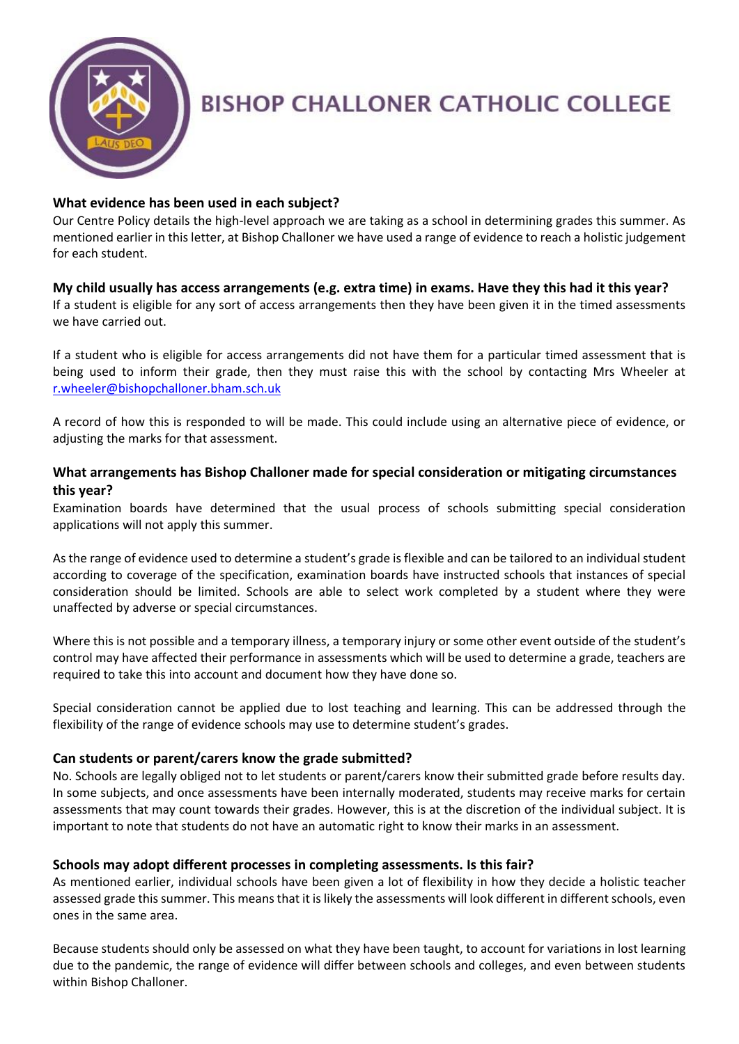# BISHOP CHALLONER CATHOLIC COLLEGE

### What evidence has been used in each subject?

Our Centre Policy details the high-level approach we are taking as a school in determining grades this summer. As mentioned earlier in this letter, at Bishop Challoner we have used a range of evidence to reach a holistic judgement for each student.

### My child usually has access arrangements (e.g. extra time) in exams. Have they this had it this year?

If a student is eligible for any sort of access arrangements then they have been given it in the timed assessments we have carried out.

If a student who is eligible for access arrangements did not have them for a particular timed assessment that is being used to inform their grade, then they must raise this with the school by contacting Mrs Wheeler at r.wheeler@bishopchalloner.bham.sch.uk

A record of how this is responded to will be made. This could include using an alternative piece of evidence, or adjusting the marks for that assessment.

### What arrangements has Bishop Challoner made for special consideration or mitigating circumstances this year?

Examination boards have determined that the usual process of schools submitting special consideration applications will not apply this summer.

As the range of evidence used to determine a student's grade is flexible and can be tailored to an individual student according to coverage of the specification, examination boards have instructed schools that instances of special consideration should be limited. Schools are able to select work completed by a student where they were unaffected by adverse or special circumstances.

Where this is not possible and a temporary illness, a temporary injury or some other event outside of the student's control may have affected their performance in assessments which will be used to determine a grade, teachers are required to take this into account and document how they have done so.

Special consideration cannot be applied due to lost teaching and learning. This can be addressed through the flexibility of the range of evidence schools may use to determine student's grades.

### Can students or parent/carers know the grade submitted?

No. Schools are legally obliged not to let students or parent/carers know their submitted grade before results day. In some subjects, and once assessments have been internally moderated, students may receive marks for certain assessments that may count towards their grades. However, this is at the discretion of the individual subject. It is important to note that students do not have an automatic right to know their marks in an assessment.

### Schools may adopt different processes in completing assessments. Is this fair?

As mentioned earlier, individual schools have been given a lot of flexibility in how they decide a holistic teacher assessed grade this summer. This means that it is likely the assessments will look different in different schools, even ones in the same area.

Because students should only be assessed on what they have been taught, to account for variations in lost learning due to the pandemic, the range of evidence will differ between schools and colleges, and even between students within Bishop Challoner.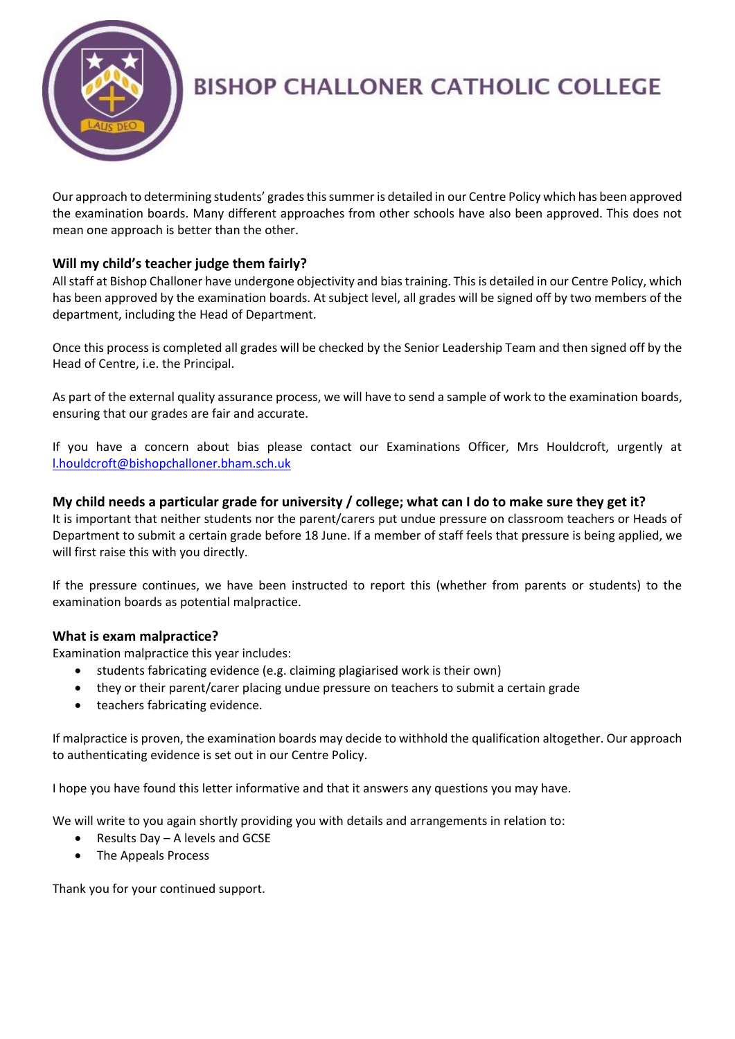# BISHOP CHALLONER CATHOLIC COLLEGE

Our approach to determining students' grades this summer is detailed in our Centre Policy which has been approved the examination boards. Many different approaches from other schools have also been approved. This does not mean one approach is better than the other.

### Will my child's teacher judge them fairly?

All staff at Bishop Challoner have undergone objectivity and bias training. This is detailed in our Centre Policy, which has been approved by the examination boards. At subject level, all grades will be signed off by two members of the department, including the Head of Department.

Once this process is completed all grades will be checked by the Senior Leadership Team and then signed off by the Head of Centre, i.e. the Principal.

As part of the external quality assurance process, we will have to send a sample of work to the examination boards, ensuring that our grades are fair and accurate.

If you have a concern about bias please contact our Examinations Officer, Mrs Houldcroft, urgently at l.houldcroft@bishopchalloner.bham.sch.uk

### My child needs a particular grade for university / college; what can I do to make sure they get it?

It is important that neither students nor the parent/carers put undue pressure on classroom teachers or Heads of Department to submit a certain grade before 18 June. If a member of staff feels that pressure is being applied, we will first raise this with you directly.

If the pressure continues, we have been instructed to report this (whether from parents or students) to the examination boards as potential malpractice.

### What is exam malpractice?

Examination malpractice this year includes:

- students fabricating evidence (e.g. claiming plagiarised work is their own)
- they or their parent/carer placing undue pressure on teachers to submit a certain grade
- teachers fabricating evidence.

If malpractice is proven, the examination boards may decide to withhold the qualification altogether. Our approach to authenticating evidence is set out in our Centre Policy.

I hope you have found this letter informative and that it answers any questions you may have.

We will write to you again shortly providing you with details and arrangements in relation to:

- Results Day – A levels and GCSE
- The Appeals Process

Thank you for your continued support.